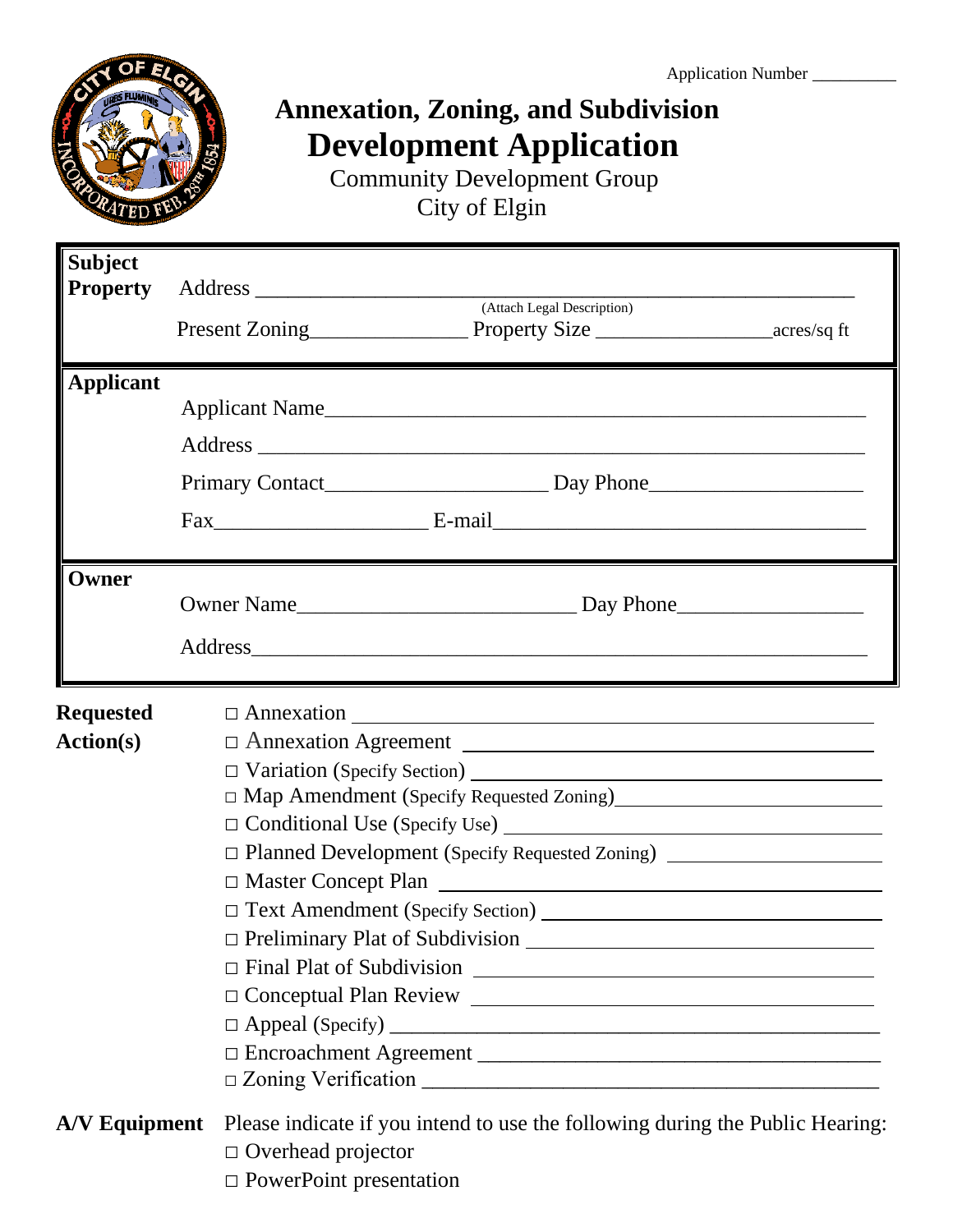Application Number __________

# Annexation, Zoning, and Subdivision
# Development Application

Community Development Group
City of Elgin

**Subject Property**

Address ______________________________________________
(Attach Legal Description)

Present Zoning______________ Property Size ________________acres/sq ft

**Applicant**

Applicant Name______________________________________________

Address ______________________________________________

Primary Contact___________________ Day Phone__________________

Fax__________________ E-mail________________________________

**Owner**

Owner Name________________________ Day Phone________________

Address______________________________________________

**Requested Action(s)**

- □ Annexation ______________________________________________
- □ Annexation Agreement ______________________________________
- □ Variation (Specify Section) __________________________________
- □ Map Amendment (Specify Requested Zoning)______________________
- □ Conditional Use (Specify Use) ________________________________
- □ Planned Development (Specify Requested Zoning) __________________
- □ Master Concept Plan ________________________________________
- □ Text Amendment (Specify Section) ____________________________
- □ Preliminary Plat of Subdivision ______________________________
- □ Final Plat of Subdivision ____________________________________
- □ Conceptual Plan Review ______________________________________
- □ Appeal (Specify) ____________________________________________
- □ Encroachment Agreement ______________________________________
- □ Zoning Verification ________________________________________

**A/V Equipment** Please indicate if you intend to use the following during the Public Hearing:

- □ Overhead projector
- □ PowerPoint presentation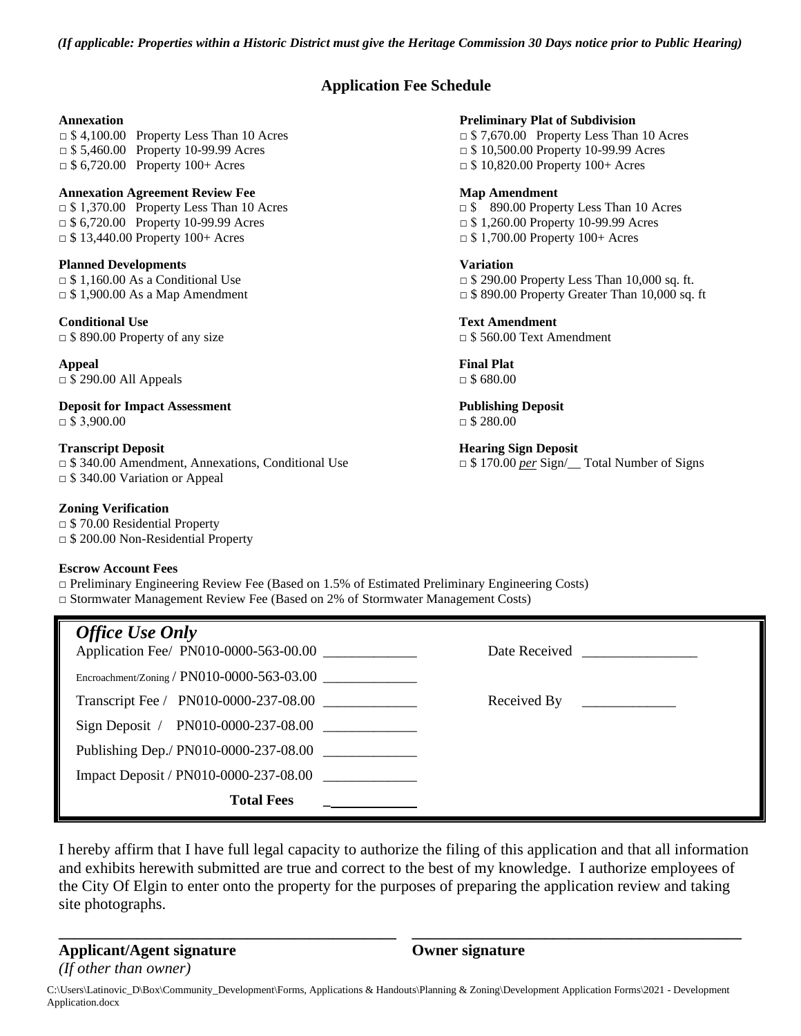*(If applicable: Properties within a Historic District must give the Heritage Commission 30 Days notice prior to Public Hearing)*

## Application Fee Schedule

**Annexation**
□ $ 4,100.00 Property Less Than 10 Acres
□ $ 5,460.00 Property 10-99.99 Acres
□ $ 6,720.00 Property 100+ Acres

**Annexation Agreement Review Fee**
□ $ 1,370.00 Property Less Than 10 Acres
□ $ 6,720.00 Property 10-99.99 Acres
□ $ 13,440.00 Property 100+ Acres

**Planned Developments**
□ $ 1,160.00 As a Conditional Use
□ $ 1,900.00 As a Map Amendment

**Conditional Use**
□ $ 890.00 Property of any size

**Appeal**
□ $ 290.00 All Appeals

**Deposit for Impact Assessment**
□ $ 3,900.00

**Transcript Deposit**
□ $ 340.00 Amendment, Annexations, Conditional Use
□ $ 340.00 Variation or Appeal

**Zoning Verification**
□ $ 70.00 Residential Property
□ $ 200.00 Non-Residential Property

**Preliminary Plat of Subdivision**
□ $ 7,670.00 Property Less Than 10 Acres
□ $ 10,500.00 Property 10-99.99 Acres
□ $ 10,820.00 Property 100+ Acres

**Map Amendment**
□ $ 890.00 Property Less Than 10 Acres
□ $ 1,260.00 Property 10-99.99 Acres
□ $ 1,700.00 Property 100+ Acres

**Variation**
□ $ 290.00 Property Less Than 10,000 sq. ft.
□ $ 890.00 Property Greater Than 10,000 sq. ft

**Text Amendment**
□ $ 560.00 Text Amendment

**Final Plat**
□ $ 680.00

**Publishing Deposit**
□ $ 280.00

**Hearing Sign Deposit**
□ $ 170.00 *per* Sign/__ Total Number of Signs

**Escrow Account Fees**
□ Preliminary Engineering Review Fee (Based on 1.5% of Estimated Preliminary Engineering Costs)
□ Stormwater Management Review Fee (Based on 2% of Stormwater Management Costs)

***Office Use Only***

| | | | |
|---|---|---|---|
| Application Fee/ PN010-0000-563-00.00 | _____________ | Date Received | ________________ |
| Encroachment/Zoning / PN010-0000-563-03.00 | _____________ | | |
| Transcript Fee / PN010-0000-237-08.00 | _____________ | Received By | _____________ |
| Sign Deposit / PN010-0000-237-08.00 | _____________ | | |
| Publishing Dep./ PN010-0000-237-08.00 | _____________ | | |
| Impact Deposit / PN010-0000-237-08.00 | _____________ | | |
| **Total Fees** | _____________ | | |

I hereby affirm that I have full legal capacity to authorize the filing of this application and that all information and exhibits herewith submitted are true and correct to the best of my knowledge. I authorize employees of the City Of Elgin to enter onto the property for the purposes of preparing the application review and taking site photographs.

_________________________________________ _________________________________________

**Applicant/Agent signature** **Owner signature**
*(If other than owner)*

C:\Users\Latinovic_D\Box\Community_Development\Forms, Applications & Handouts\Planning & Zoning\Development Application Forms\2021 - Development Application.docx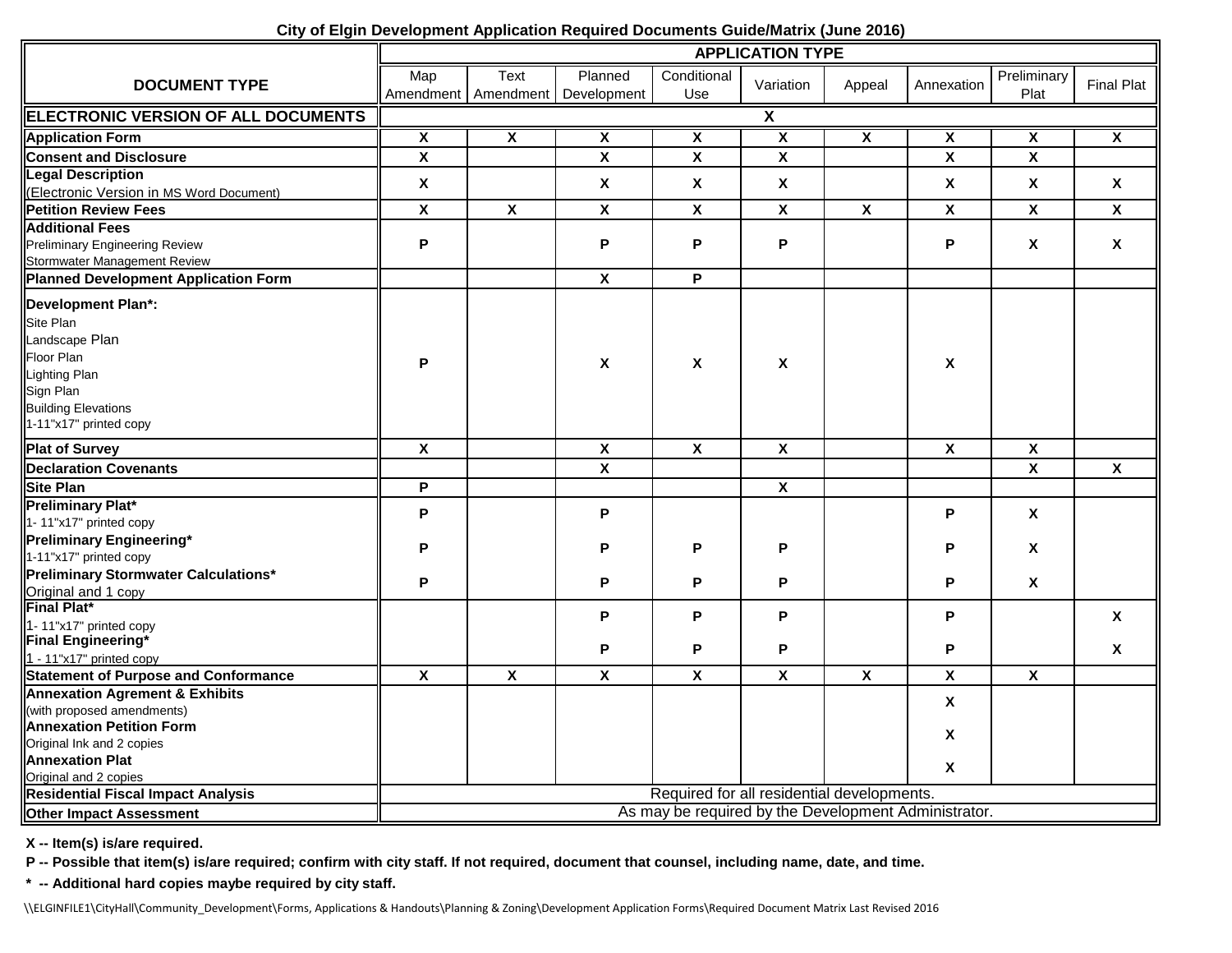**City of Elgin Development Application Required Documents Guide/Matrix (June 2016)**

| DOCUMENT TYPE | APPLICATION TYPE | | | | | | | | |
|---|---|---|---|---|---|---|---|---|---|
| | Map Amendment | Text Amendment | Planned Development | Conditional Use | Variation | Appeal | Annexation | Preliminary Plat | Final Plat |
| **ELECTRONIC VERSION OF ALL DOCUMENTS** | X | | | | | | | | |
| **Application Form** | X | X | X | X | X | X | X | X | X |
| **Consent and Disclosure** | X | | X | X | X | | X | X | |
| **Legal Description** (Electronic Version in MS Word Document) | X | | X | X | X | | X | X | X |
| **Petition Review Fees** | X | X | X | X | X | X | X | X | X |
| **Additional Fees** Preliminary Engineering Review Stormwater Management Review | P | | P | P | P | | P | X | X |
| **Planned Development Application Form** | | | X | P | | | | | |
| **Development Plan*:** Site Plan Landscape Plan Floor Plan Lighting Plan Sign Plan Building Elevations 1-11"x17" printed copy | P | | X | X | X | | X | | |
| **Plat of Survey** | X | | X | X | X | | X | X | |
| **Declaration Covenants** | | | X | | | | | X | X |
| **Site Plan** | P | | | | X | | | | |
| **Preliminary Plat*** 1- 11"x17" printed copy | P | | P | | | | P | X | |
| **Preliminary Engineering*** 1-11"x17" printed copy | P | | P | P | P | | P | X | |
| **Preliminary Stormwater Calculations*** Original and 1 copy | P | | P | P | P | | P | X | |
| **Final Plat*** 1- 11"x17" printed copy | | | P | P | P | | P | | X |
| **Final Engineering*** 1 - 11"x17" printed copy | | | P | P | P | | P | | X |
| **Statement of Purpose and Conformance** | X | X | X | X | X | X | X | X | |
| **Annexation Agrement & Exhibits** (with proposed amendments) | | | | | | | X | | |
| **Annexation Petition Form** Original Ink and 2 copies | | | | | | | X | | |
| **Annexation Plat** Original and 2 copies | | | | | | | X | | |
| **Residential Fiscal Impact Analysis** | Required for all residential developments. | | | | | | | | |
| **Other Impact Assessment** | As may be required by the Development Administrator. | | | | | | | | |

**X -- Item(s) is/are required.**

**P -- Possible that item(s) is/are required; confirm with city staff. If not required, document that counsel, including name, date, and time.**

**\* -- Additional hard copies maybe required by city staff.**

\\ELGINFILE1\CityHall\Community_Development\Forms, Applications & Handouts\Planning & Zoning\Development Application Forms\Required Document Matrix Last Revised 2016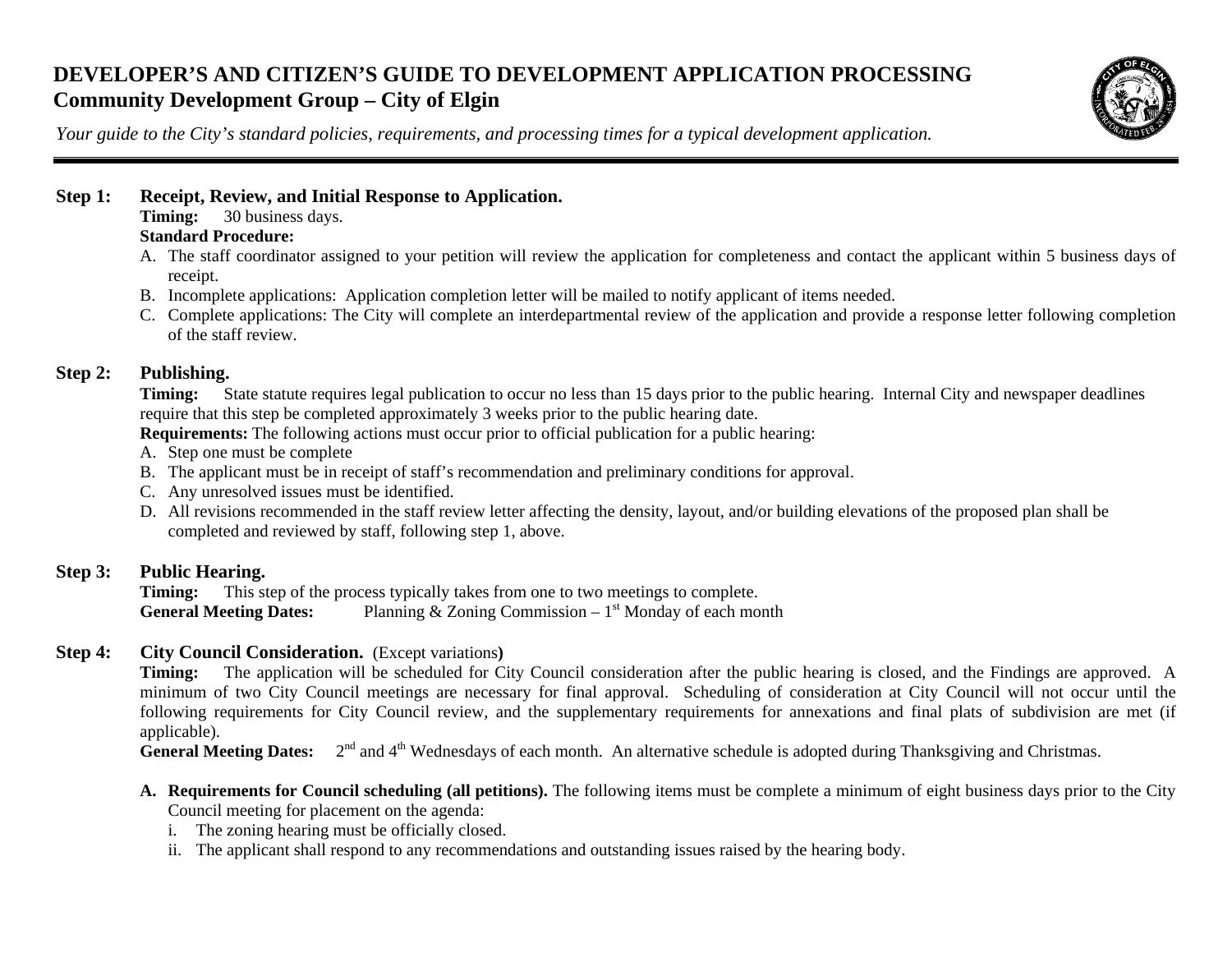# DEVELOPER'S AND CITIZEN'S GUIDE TO DEVELOPMENT APPLICATION PROCESSING

## Community Development Group – City of Elgin

*Your guide to the City's standard policies, requirements, and processing times for a typical development application.*

---

### Step 1: Receipt, Review, and Initial Response to Application.

**Timing:** 30 business days.

**Standard Procedure:**

A. The staff coordinator assigned to your petition will review the application for completeness and contact the applicant within 5 business days of receipt.
B. Incomplete applications: Application completion letter will be mailed to notify applicant of items needed.
C. Complete applications: The City will complete an interdepartmental review of the application and provide a response letter following completion of the staff review.

### Step 2: Publishing.

**Timing:** State statute requires legal publication to occur no less than 15 days prior to the public hearing. Internal City and newspaper deadlines require that this step be completed approximately 3 weeks prior to the public hearing date.

**Requirements:** The following actions must occur prior to official publication for a public hearing:

A. Step one must be complete
B. The applicant must be in receipt of staff's recommendation and preliminary conditions for approval.
C. Any unresolved issues must be identified.
D. All revisions recommended in the staff review letter affecting the density, layout, and/or building elevations of the proposed plan shall be completed and reviewed by staff, following step 1, above.

### Step 3: Public Hearing.

**Timing:** This step of the process typically takes from one to two meetings to complete.

**General Meeting Dates:** Planning & Zoning Commission – 1st Monday of each month

### Step 4: City Council Consideration. (Except variations)

**Timing:** The application will be scheduled for City Council consideration after the public hearing is closed, and the Findings are approved. A minimum of two City Council meetings are necessary for final approval. Scheduling of consideration at City Council will not occur until the following requirements for City Council review, and the supplementary requirements for annexations and final plats of subdivision are met (if applicable).

**General Meeting Dates:** 2nd and 4th Wednesdays of each month. An alternative schedule is adopted during Thanksgiving and Christmas.

A. **Requirements for Council scheduling (all petitions).** The following items must be complete a minimum of eight business days prior to the City Council meeting for placement on the agenda:
   i. The zoning hearing must be officially closed.
   ii. The applicant shall respond to any recommendations and outstanding issues raised by the hearing body.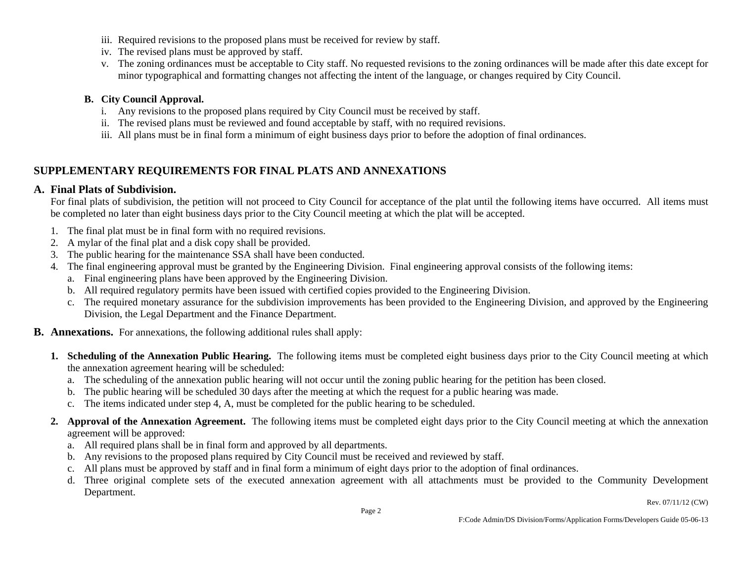iii. Required revisions to the proposed plans must be received for review by staff.

iv. The revised plans must be approved by staff.

v. The zoning ordinances must be acceptable to City staff. No requested revisions to the zoning ordinances will be made after this date except for minor typographical and formatting changes not affecting the intent of the language, or changes required by City Council.

**B. City Council Approval.**

i. Any revisions to the proposed plans required by City Council must be received by staff.

ii. The revised plans must be reviewed and found acceptable by staff, with no required revisions.

iii. All plans must be in final form a minimum of eight business days prior to before the adoption of final ordinances.

## SUPPLEMENTARY REQUIREMENTS FOR FINAL PLATS AND ANNEXATIONS

### A. Final Plats of Subdivision.

For final plats of subdivision, the petition will not proceed to City Council for acceptance of the plat until the following items have occurred. All items must be completed no later than eight business days prior to the City Council meeting at which the plat will be accepted.

1. The final plat must be in final form with no required revisions.
2. A mylar of the final plat and a disk copy shall be provided.
3. The public hearing for the maintenance SSA shall have been conducted.
4. The final engineering approval must be granted by the Engineering Division. Final engineering approval consists of the following items:
   a. Final engineering plans have been approved by the Engineering Division.
   b. All required regulatory permits have been issued with certified copies provided to the Engineering Division.
   c. The required monetary assurance for the subdivision improvements has been provided to the Engineering Division, and approved by the Engineering Division, the Legal Department and the Finance Department.

### B. Annexations.

For annexations, the following additional rules shall apply:

1. **Scheduling of the Annexation Public Hearing.** The following items must be completed eight business days prior to the City Council meeting at which the annexation agreement hearing will be scheduled:
   a. The scheduling of the annexation public hearing will not occur until the zoning public hearing for the petition has been closed.
   b. The public hearing will be scheduled 30 days after the meeting at which the request for a public hearing was made.
   c. The items indicated under step 4, A, must be completed for the public hearing to be scheduled.

2. **Approval of the Annexation Agreement.** The following items must be completed eight days prior to the City Council meeting at which the annexation agreement will be approved:
   a. All required plans shall be in final form and approved by all departments.
   b. Any revisions to the proposed plans required by City Council must be received and reviewed by staff.
   c. All plans must be approved by staff and in final form a minimum of eight days prior to the adoption of final ordinances.
   d. Three original complete sets of the executed annexation agreement with all attachments must be provided to the Community Development Department.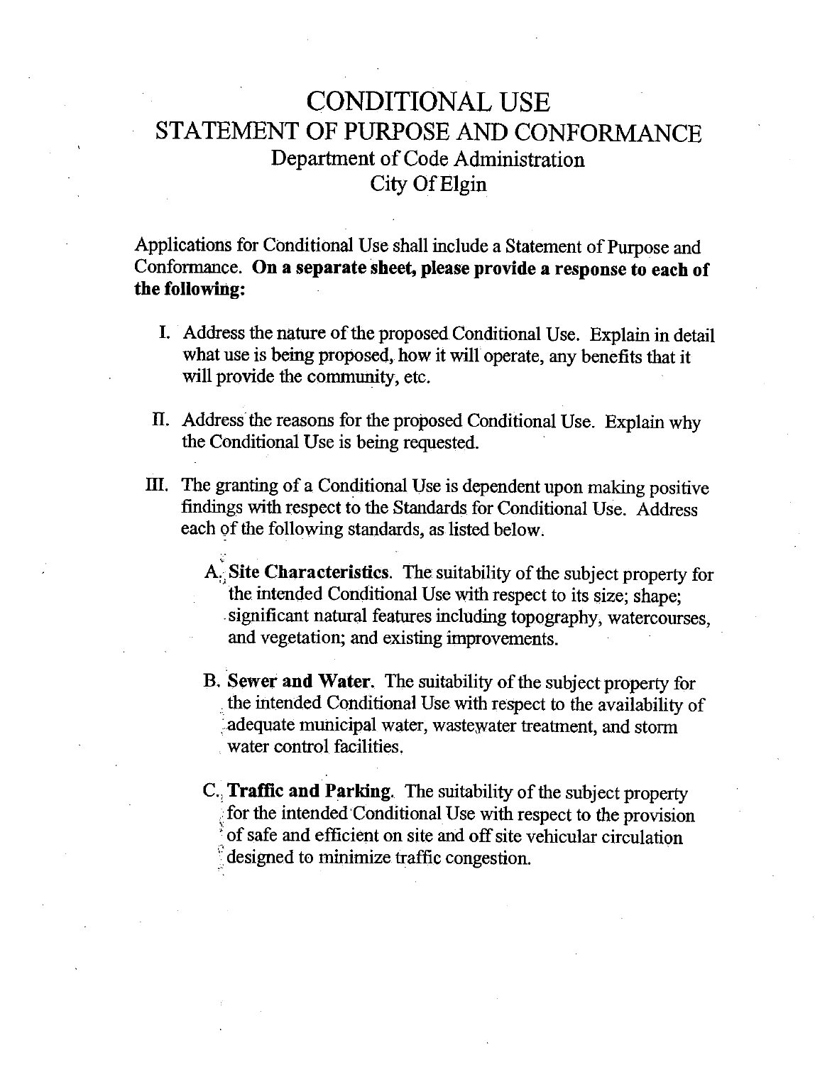# CONDITIONAL USE
## STATEMENT OF PURPOSE AND CONFORMANCE
### Department of Code Administration
### City Of Elgin

Applications for Conditional Use shall include a Statement of Purpose and Conformance. **On a separate sheet, please provide a response to each of the following:**

I. Address the nature of the proposed Conditional Use. Explain in detail what use is being proposed, how it will operate, any benefits that it will provide the community, etc.

II. Address the reasons for the proposed Conditional Use. Explain why the Conditional Use is being requested.

III. The granting of a Conditional Use is dependent upon making positive findings with respect to the Standards for Conditional Use. Address each of the following standards, as listed below.

   A. **Site Characteristics**. The suitability of the subject property for the intended Conditional Use with respect to its size; shape; significant natural features including topography, watercourses, and vegetation; and existing improvements.

   B. **Sewer and Water**. The suitability of the subject property for the intended Conditional Use with respect to the availability of adequate municipal water, wastewater treatment, and storm water control facilities.

   C. **Traffic and Parking**. The suitability of the subject property for the intended Conditional Use with respect to the provision of safe and efficient on site and off site vehicular circulation designed to minimize traffic congestion.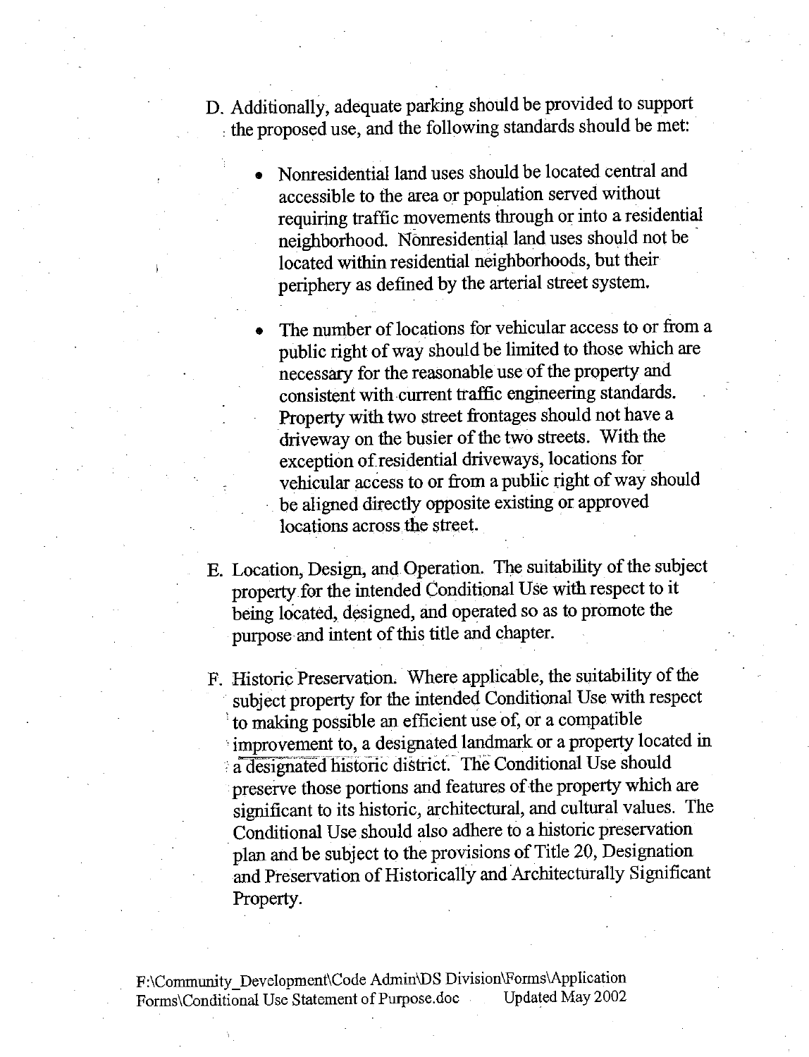D. Additionally, adequate parking should be provided to support the proposed use, and the following standards should be met:

- Nonresidential land uses should be located central and accessible to the area or population served without requiring traffic movements through or into a residential neighborhood. Nonresidential land uses should not be located within residential neighborhoods, but their periphery as defined by the arterial street system.

- The number of locations for vehicular access to or from a public right of way should be limited to those which are necessary for the reasonable use of the property and consistent with current traffic engineering standards. Property with two street frontages should not have a driveway on the busier of the two streets. With the exception of residential driveways, locations for vehicular access to or from a public right of way should be aligned directly opposite existing or approved locations across the street.

E. Location, Design, and Operation. The suitability of the subject property for the intended Conditional Use with respect to it being located, designed, and operated so as to promote the purpose and intent of this title and chapter.

F. Historic Preservation. Where applicable, the suitability of the subject property for the intended Conditional Use with respect to making possible an efficient use of, or a compatible improvement to, a designated landmark or a property located in a designated historic district. The Conditional Use should preserve those portions and features of the property which are significant to its historic, architectural, and cultural values. The Conditional Use should also adhere to a historic preservation plan and be subject to the provisions of Title 20, Designation and Preservation of Historically and Architecturally Significant Property.

F:\Community_Development\Code Admin\DS Division\Forms\Application Forms\Conditional Use Statement of Purpose.doc Updated May 2002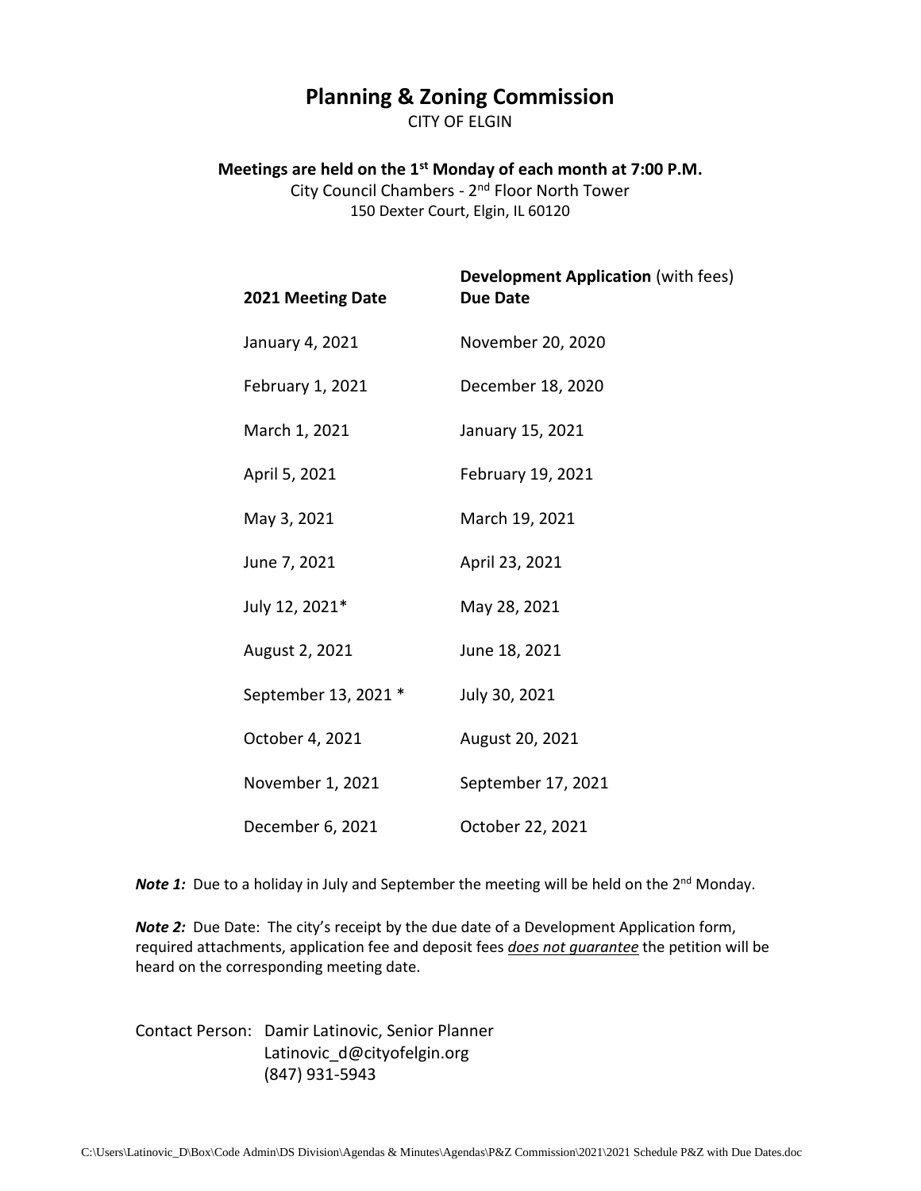# Planning & Zoning Commission

CITY OF ELGIN

**Meetings are held on the 1st Monday of each month at 7:00 P.M.**

City Council Chambers - 2nd Floor North Tower

150 Dexter Court, Elgin, IL 60120

| **2021 Meeting Date** | **Development Application** (with fees) **Due Date** |
|---|---|
| January 4, 2021 | November 20, 2020 |
| February 1, 2021 | December 18, 2020 |
| March 1, 2021 | January 15, 2021 |
| April 5, 2021 | February 19, 2021 |
| May 3, 2021 | March 19, 2021 |
| June 7, 2021 | April 23, 2021 |
| July 12, 2021* | May 28, 2021 |
| August 2, 2021 | June 18, 2021 |
| September 13, 2021 * | July 30, 2021 |
| October 4, 2021 | August 20, 2021 |
| November 1, 2021 | September 17, 2021 |
| December 6, 2021 | October 22, 2021 |

***Note 1:*** Due to a holiday in July and September the meeting will be held on the 2nd Monday.

***Note 2:*** Due Date: The city's receipt by the due date of a Development Application form, required attachments, application fee and deposit fees ***does not guarantee*** the petition will be heard on the corresponding meeting date.

Contact Person: Damir Latinovic, Senior Planner
Latinovic_d@cityofelgin.org
(847) 931-5943

C:\Users\Latinovic_D\Box\Code Admin\DS Division\Agendas & Minutes\Agendas\P&Z Commission\2021\2021 Schedule P&Z with Due Dates.doc